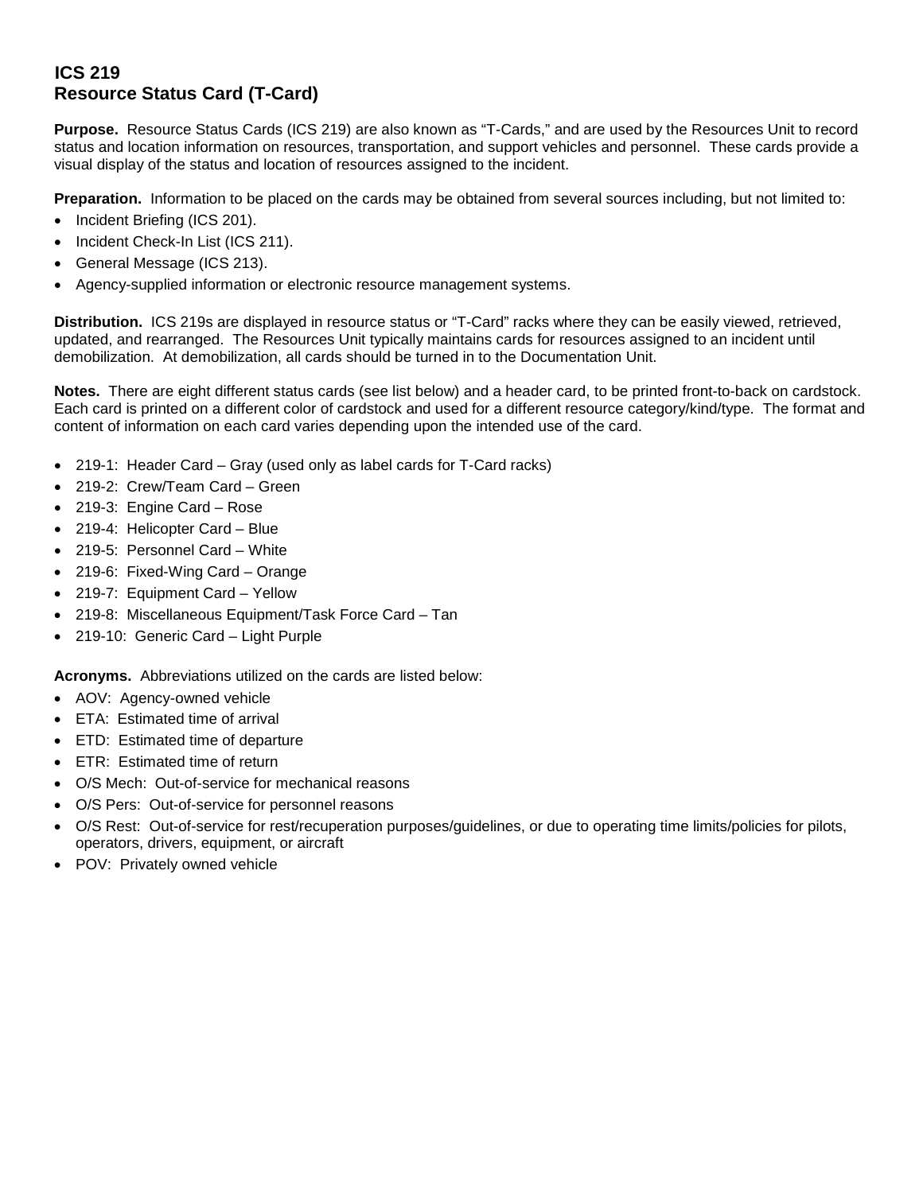# ICS 219
# Resource Status Card (T-Card)

**Purpose.** Resource Status Cards (ICS 219) are also known as "T-Cards," and are used by the Resources Unit to record status and location information on resources, transportation, and support vehicles and personnel. These cards provide a visual display of the status and location of resources assigned to the incident.

**Preparation.** Information to be placed on the cards may be obtained from several sources including, but not limited to:

- Incident Briefing (ICS 201).
- Incident Check-In List (ICS 211).
- General Message (ICS 213).
- Agency-supplied information or electronic resource management systems.

**Distribution.** ICS 219s are displayed in resource status or "T-Card" racks where they can be easily viewed, retrieved, updated, and rearranged. The Resources Unit typically maintains cards for resources assigned to an incident until demobilization. At demobilization, all cards should be turned in to the Documentation Unit.

**Notes.** There are eight different status cards (see list below) and a header card, to be printed front-to-back on cardstock. Each card is printed on a different color of cardstock and used for a different resource category/kind/type. The format and content of information on each card varies depending upon the intended use of the card.

- 219-1: Header Card – Gray (used only as label cards for T-Card racks)
- 219-2: Crew/Team Card – Green
- 219-3: Engine Card – Rose
- 219-4: Helicopter Card – Blue
- 219-5: Personnel Card – White
- 219-6: Fixed-Wing Card – Orange
- 219-7: Equipment Card – Yellow
- 219-8: Miscellaneous Equipment/Task Force Card – Tan
- 219-10: Generic Card – Light Purple

**Acronyms.** Abbreviations utilized on the cards are listed below:

- AOV: Agency-owned vehicle
- ETA: Estimated time of arrival
- ETD: Estimated time of departure
- ETR: Estimated time of return
- O/S Mech: Out-of-service for mechanical reasons
- O/S Pers: Out-of-service for personnel reasons
- O/S Rest: Out-of-service for rest/recuperation purposes/guidelines, or due to operating time limits/policies for pilots, operators, drivers, equipment, or aircraft
- POV: Privately owned vehicle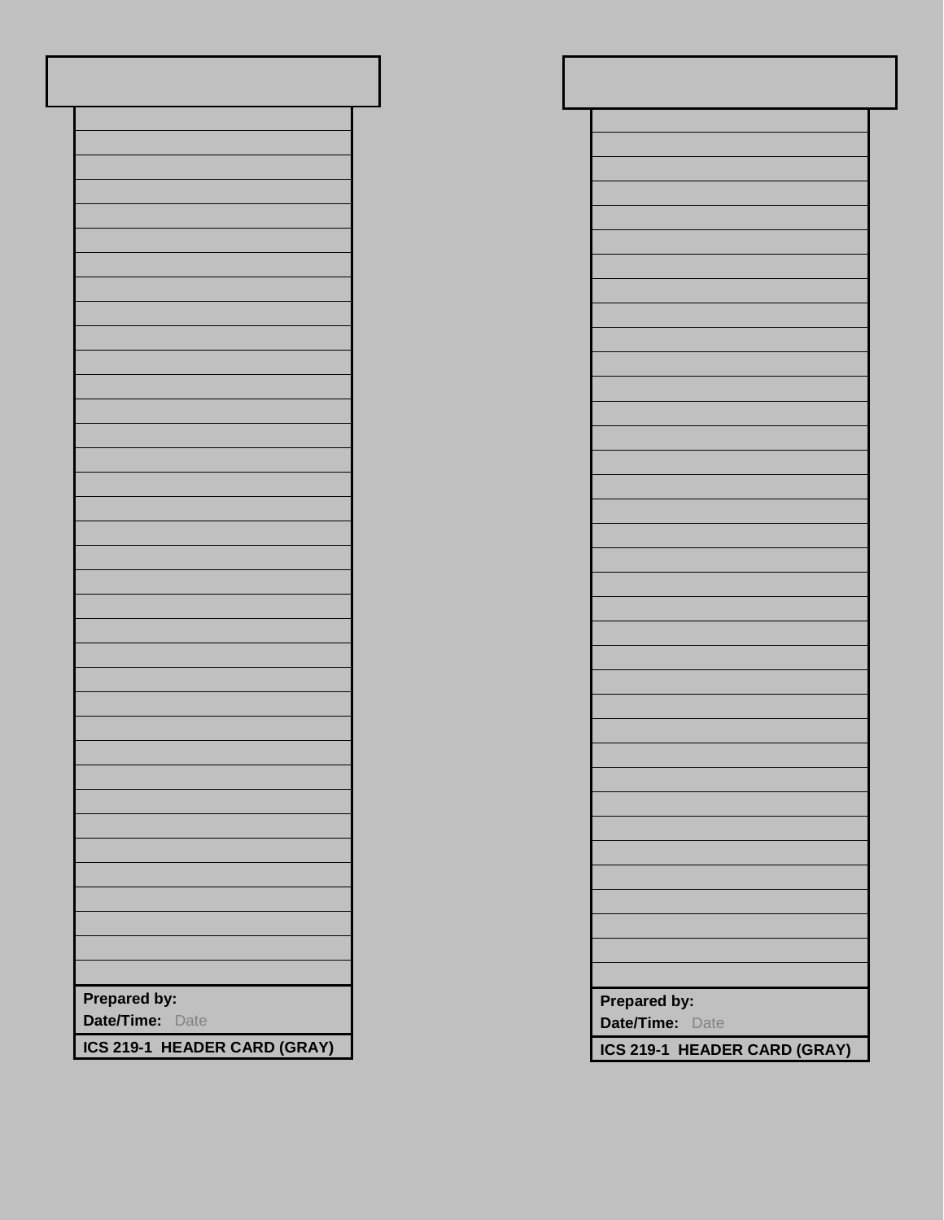**Prepared by:**
**Date/Time:** Date

**ICS 219-1 HEADER CARD (GRAY)**

**Prepared by:**
**Date/Time:** Date

**ICS 219-1 HEADER CARD (GRAY)**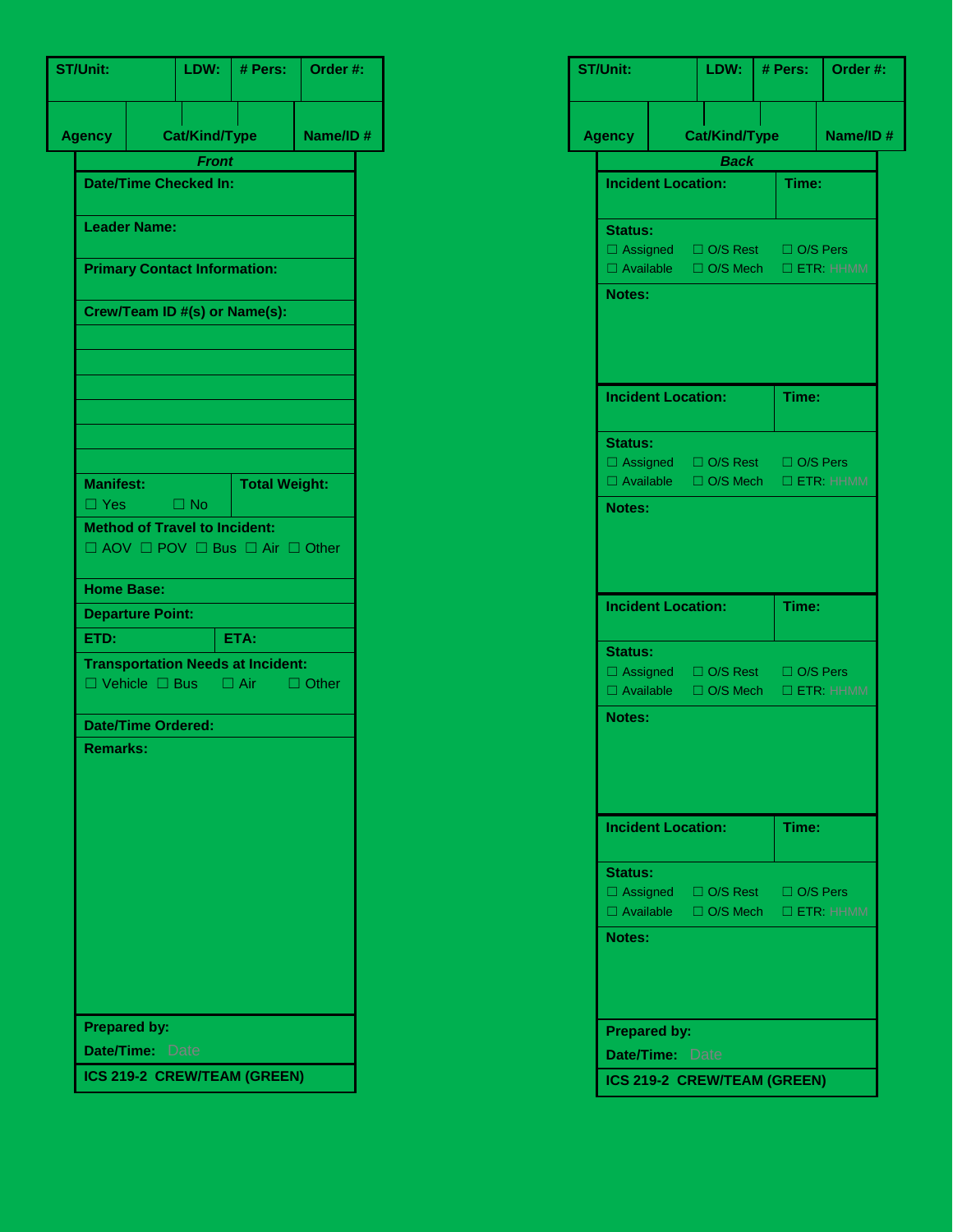| ST/Unit: | LDW: | # Pers: | Order #: |
|---|---|---|---|
| Agency | Cat/Kind/Type | | Name/ID # |

***Front***

**Date/Time Checked In:**

**Leader Name:**

**Primary Contact Information:**

**Crew/Team ID #(s) or Name(s):**

| |
|---|
| |
| |
| |
| |
| |
| |

| **Manifest:** ☐ Yes ☐ No | **Total Weight:** |
|---|---|

**Method of Travel to Incident:**
☐ AOV ☐ POV ☐ Bus ☐ Air ☐ Other

**Home Base:**

**Departure Point:**

| **ETD:** | **ETA:** |
|---|---|

**Transportation Needs at Incident:**
☐ Vehicle ☐ Bus ☐ Air ☐ Other

**Date/Time Ordered:**

**Remarks:**

**Prepared by:**

**Date/Time:** Date

**ICS 219-2 CREW/TEAM (GREEN)**

| ST/Unit: | LDW: | # Pers: | Order #: |
|---|---|---|---|
| Agency | Cat/Kind/Type | | Name/ID # |

***Back***

| **Incident Location:** | **Time:** |
|---|---|

**Status:**
☐ Assigned ☐ O/S Rest ☐ O/S Pers
☐ Available ☐ O/S Mech ☐ ETR: HHMM

**Notes:**

| **Incident Location:** | **Time:** |
|---|---|

**Status:**
☐ Assigned ☐ O/S Rest ☐ O/S Pers
☐ Available ☐ O/S Mech ☐ ETR: HHMM

**Notes:**

| **Incident Location:** | **Time:** |
|---|---|

**Status:**
☐ Assigned ☐ O/S Rest ☐ O/S Pers
☐ Available ☐ O/S Mech ☐ ETR: HHMM

**Notes:**

| **Incident Location:** | **Time:** |
|---|---|

**Status:**
☐ Assigned ☐ O/S Rest ☐ O/S Pers
☐ Available ☐ O/S Mech ☐ ETR: HHMM

**Notes:**

**Prepared by:**

**Date/Time:** Date

**ICS 219-2 CREW/TEAM (GREEN)**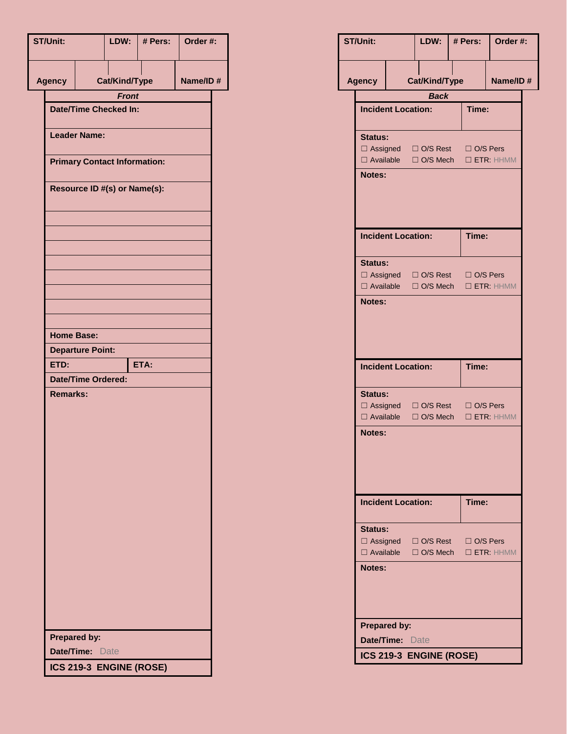## Front

| ST/Unit: | LDW: | # Pers: | Order #: |
|---|---|---|---|
| Agency | Cat/Kind/Type | | Name/ID # |

**Front**

**Date/Time Checked In:**

**Leader Name:**

**Primary Contact Information:**

**Resource ID #(s) or Name(s):**

**Home Base:**

**Departure Point:**

| ETD: | ETA: |
|---|---|

**Date/Time Ordered:**

**Remarks:**

**Prepared by:**

**Date/Time:** Date

**ICS 219-3 ENGINE (ROSE)**

## Back

| ST/Unit: | LDW: | # Pers: | Order #: |
|---|---|---|---|
| Agency | Cat/Kind/Type | | Name/ID # |

**Back**

| Incident Location: | Time: |
|---|---|

**Status:**
☐ Assigned ☐ O/S Rest ☐ O/S Pers
☐ Available ☐ O/S Mech ☐ ETR: HHMM

**Notes:**

| Incident Location: | Time: |
|---|---|

**Status:**
☐ Assigned ☐ O/S Rest ☐ O/S Pers
☐ Available ☐ O/S Mech ☐ ETR: HHMM

**Notes:**

| Incident Location: | Time: |
|---|---|

**Status:**
☐ Assigned ☐ O/S Rest ☐ O/S Pers
☐ Available ☐ O/S Mech ☐ ETR: HHMM

**Notes:**

| Incident Location: | Time: |
|---|---|

**Status:**
☐ Assigned ☐ O/S Rest ☐ O/S Pers
☐ Available ☐ O/S Mech ☐ ETR: HHMM

**Notes:**

**Prepared by:**

**Date/Time:** Date

**ICS 219-3 ENGINE (ROSE)**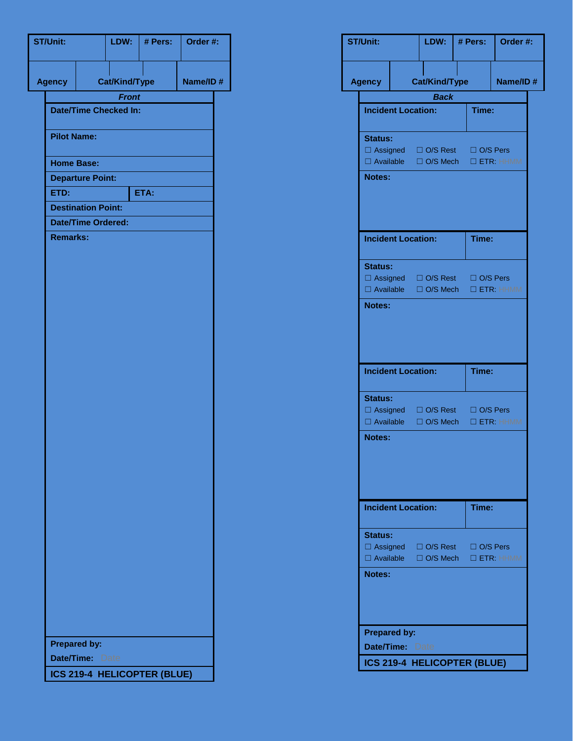## Front

| ST/Unit: | LDW: | # Pers: | Order #: |
|---|---|---|---|
| Agency | Cat/Kind/Type | | Name/ID # |

*Front*

**Date/Time Checked In:**

**Pilot Name:**

**Home Base:**

**Departure Point:**

| **ETD:** | **ETA:** |
|---|---|

**Destination Point:**

**Date/Time Ordered:**

**Remarks:**

**Prepared by:**

**Date/Time:** Date

**ICS 219-4 HELICOPTER (BLUE)**

## Back

| ST/Unit: | LDW: | # Pers: | Order #: |
|---|---|---|---|
| Agency | Cat/Kind/Type | | Name/ID # |

*Back*

| **Incident Location:** | **Time:** |
|---|---|

**Status:**
☐ Assigned ☐ O/S Rest ☐ O/S Pers
☐ Available ☐ O/S Mech ☐ ETR: HHMM

**Notes:**

| **Incident Location:** | **Time:** |
|---|---|

**Status:**
☐ Assigned ☐ O/S Rest ☐ O/S Pers
☐ Available ☐ O/S Mech ☐ ETR: HHMM

**Notes:**

| **Incident Location:** | **Time:** |
|---|---|

**Status:**
☐ Assigned ☐ O/S Rest ☐ O/S Pers
☐ Available ☐ O/S Mech ☐ ETR: HHMM

**Notes:**

| **Incident Location:** | **Time:** |
|---|---|

**Status:**
☐ Assigned ☐ O/S Rest ☐ O/S Pers
☐ Available ☐ O/S Mech ☐ ETR: HHMM

**Notes:**

**Prepared by:**

**Date/Time:** Date

**ICS 219-4 HELICOPTER (BLUE)**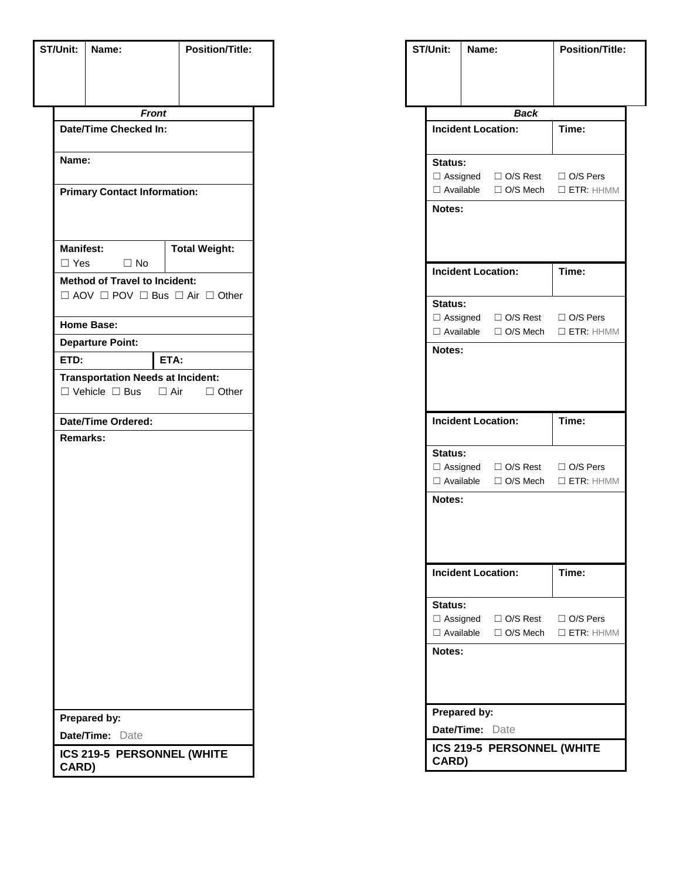| ST/Unit: | Name: | Position/Title: |
|---|---|---|
| | | |

***Front***

| | |
|---|---|
| **Date/Time Checked In:** | |
| **Name:** | |
| **Primary Contact Information:** | |
| **Manifest:** ☐ Yes ☐ No | **Total Weight:** |
| **Method of Travel to Incident:** ☐ AOV ☐ POV ☐ Bus ☐ Air ☐ Other | |
| **Home Base:** | |
| **Departure Point:** | |
| **ETD:** | **ETA:** |
| **Transportation Needs at Incident:** ☐ Vehicle ☐ Bus ☐ Air ☐ Other | |
| **Date/Time Ordered:** | |
| **Remarks:** | |
| **Prepared by:** | |
| **Date/Time:** Date | |

**ICS 219-5 PERSONNEL (WHITE CARD)**

| ST/Unit: | Name: | Position/Title: |
|---|---|---|
| | | |

***Back***

| | |
|---|---|
| **Incident Location:** | **Time:** |
| **Status:** ☐ Assigned ☐ O/S Rest ☐ O/S Pers ☐ Available ☐ O/S Mech ☐ ETR: HHMM | |
| **Notes:** | |
| **Incident Location:** | **Time:** |
| **Status:** ☐ Assigned ☐ O/S Rest ☐ O/S Pers ☐ Available ☐ O/S Mech ☐ ETR: HHMM | |
| **Notes:** | |
| **Incident Location:** | **Time:** |
| **Status:** ☐ Assigned ☐ O/S Rest ☐ O/S Pers ☐ Available ☐ O/S Mech ☐ ETR: HHMM | |
| **Notes:** | |
| **Incident Location:** | **Time:** |
| **Status:** ☐ Assigned ☐ O/S Rest ☐ O/S Pers ☐ Available ☐ O/S Mech ☐ ETR: HHMM | |
| **Notes:** | |
| **Prepared by:** | |
| **Date/Time:** Date | |

**ICS 219-5 PERSONNEL (WHITE CARD)**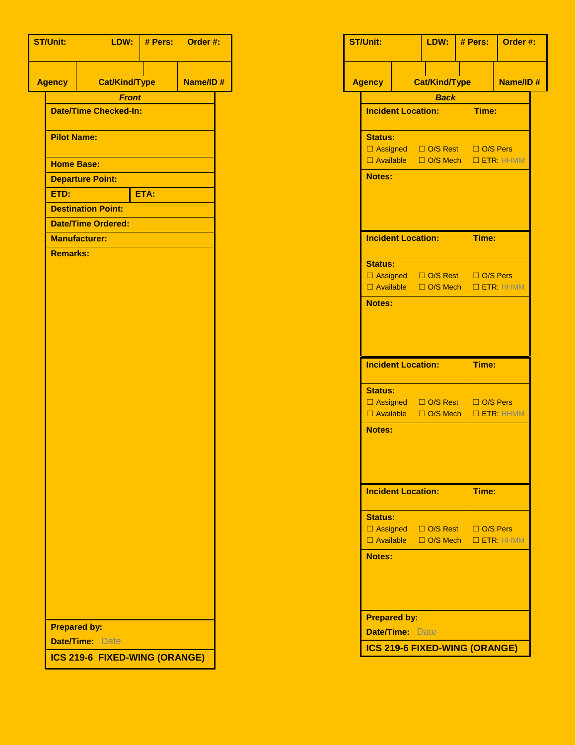| ST/Unit: | LDW: | # Pers: | Order #: |
|---|---|---|---|
| Agency | Cat/Kind/Type | | Name/ID # |

***Front***

| | |
|---|---|
| **Date/Time Checked-In:** | |
| **Pilot Name:** | |
| **Home Base:** | |
| **Departure Point:** | |
| **ETD:** | **ETA:** |
| **Destination Point:** | |
| **Date/Time Ordered:** | |
| **Manufacturer:** | |
| **Remarks:** | |
| **Prepared by:** | |
| **Date/Time:** Date | |

**ICS 219-6 FIXED-WING (ORANGE)**

| ST/Unit: | LDW: | # Pers: | Order #: |
|---|---|---|---|
| Agency | Cat/Kind/Type | | Name/ID # |

***Back***

**Incident Location:** | **Time:**

**Status:**
☐ Assigned ☐ O/S Rest ☐ O/S Pers
☐ Available ☐ O/S Mech ☐ ETR: HHMM

**Notes:**

**Incident Location:** | **Time:**

**Status:**
☐ Assigned ☐ O/S Rest ☐ O/S Pers
☐ Available ☐ O/S Mech ☐ ETR: HHMM

**Notes:**

**Incident Location:** | **Time:**

**Status:**
☐ Assigned ☐ O/S Rest ☐ O/S Pers
☐ Available ☐ O/S Mech ☐ ETR: HHMM

**Notes:**

**Incident Location:** | **Time:**

**Status:**
☐ Assigned ☐ O/S Rest ☐ O/S Pers
☐ Available ☐ O/S Mech ☐ ETR: HHMM

**Notes:**

**Prepared by:**

**Date/Time:** Date

**ICS 219-6 FIXED-WING (ORANGE)**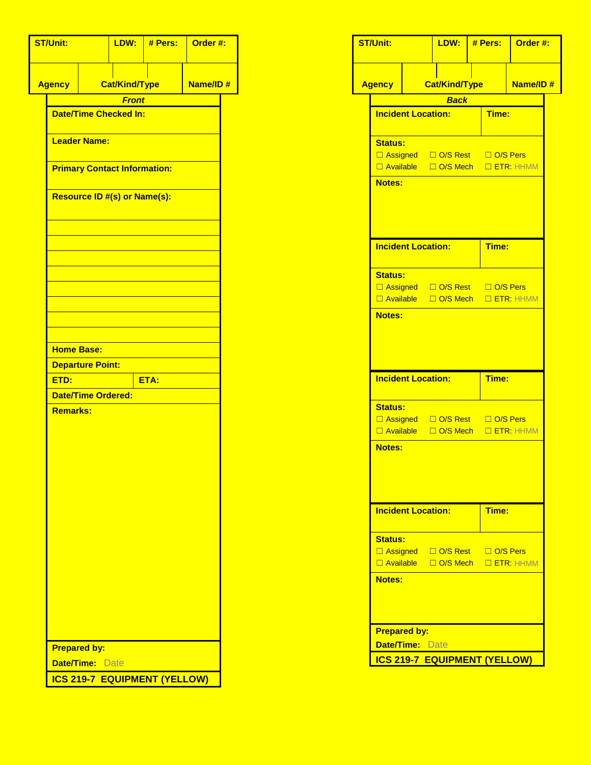## Front

| ST/Unit: | LDW: | # Pers: | Order #: |
|---|---|---|---|
| Agency | Cat/Kind/Type | | Name/ID # |

***Front***

| |
|---|
| **Date/Time Checked In:** |
| **Leader Name:** |
| **Primary Contact Information:** |
| **Resource ID #(s) or Name(s):** |
| |
| |
| |
| |
| |
| |
| |
| |
| **Home Base:** |
| **Departure Point:** |
| **ETD:** / **ETA:** |
| **Date/Time Ordered:** |
| **Remarks:** |
| **Prepared by:** |
| **Date/Time:** Date |

**ICS 219-7 EQUIPMENT (YELLOW)**

## Back

| ST/Unit: | LDW: | # Pers: | Order #: |
|---|---|---|---|
| Agency | Cat/Kind/Type | | Name/ID # |

***Back***

| Incident Location: | Time: |
|---|---|
| **Status:** ☐ Assigned ☐ O/S Rest ☐ O/S Pers ☐ Available ☐ O/S Mech ☐ ETR: HHMM | |
| **Notes:** | |

| Incident Location: | Time: |
|---|---|
| **Status:** ☐ Assigned ☐ O/S Rest ☐ O/S Pers ☐ Available ☐ O/S Mech ☐ ETR: HHMM | |
| **Notes:** | |

| Incident Location: | Time: |
|---|---|
| **Status:** ☐ Assigned ☐ O/S Rest ☐ O/S Pers ☐ Available ☐ O/S Mech ☐ ETR: HHMM | |
| **Notes:** | |

| Incident Location: | Time: |
|---|---|
| **Status:** ☐ Assigned ☐ O/S Rest ☐ O/S Pers ☐ Available ☐ O/S Mech ☐ ETR: HHMM | |
| **Notes:** | |

**Prepared by:**

**Date/Time:** Date

**ICS 219-7 EQUIPMENT (YELLOW)**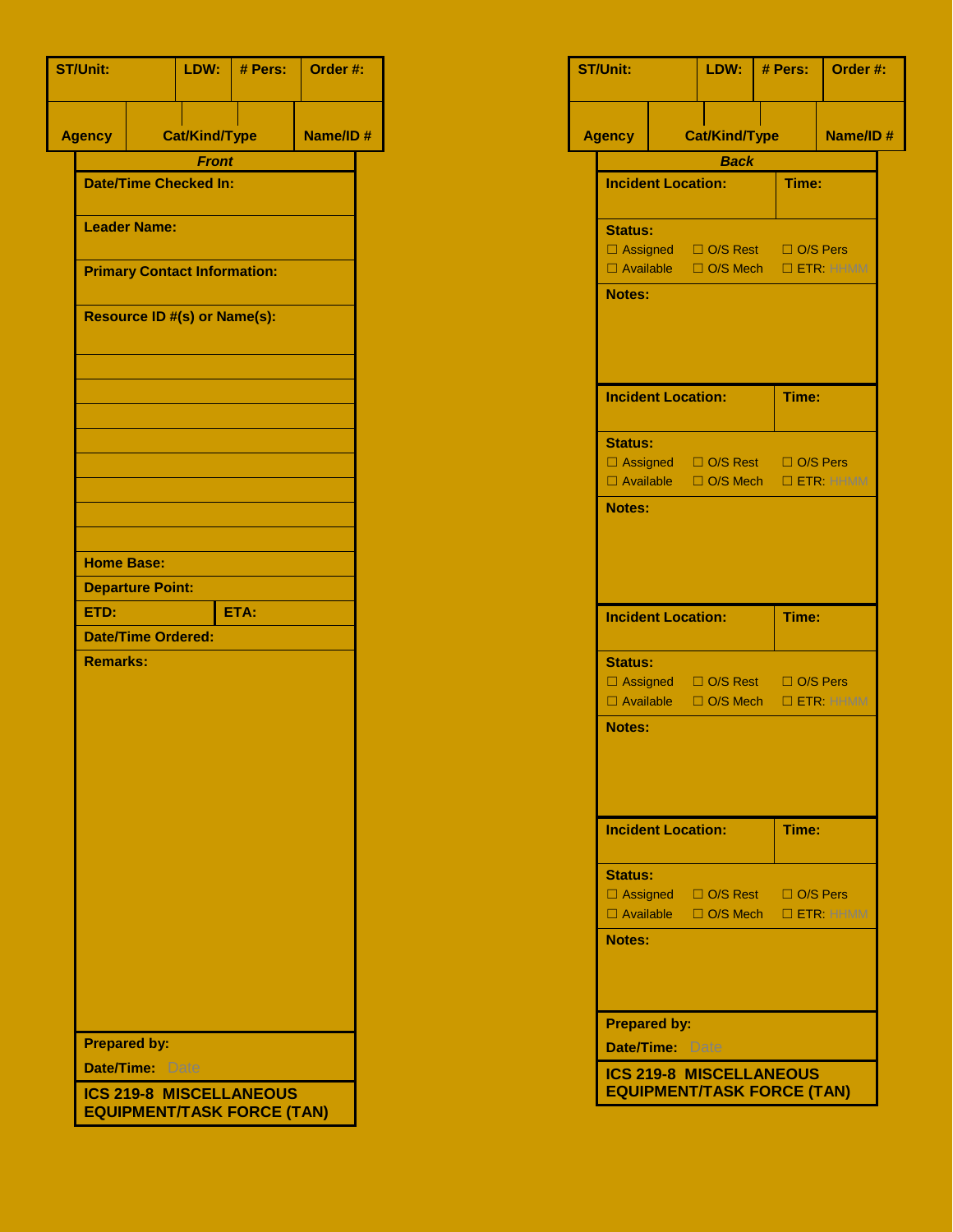| ST/Unit: | LDW: | # Pers: | Order #: |
|---|---|---|---|
| Agency | Cat/Kind/Type | | Name/ID # |

***Front***

**Date/Time Checked In:**

**Leader Name:**

**Primary Contact Information:**

**Resource ID #(s) or Name(s):**

**Home Base:**

**Departure Point:**

| ETD: | ETA: |
|---|---|

**Date/Time Ordered:**

**Remarks:**

**Prepared by:**

**Date/Time:** Date

**ICS 219-8 MISCELLANEOUS EQUIPMENT/TASK FORCE (TAN)**

| ST/Unit: | LDW: | # Pers: | Order #: |
|---|---|---|---|
| Agency | Cat/Kind/Type | | Name/ID # |

***Back***

| Incident Location: | Time: |
|---|---|

**Status:**
☐ Assigned ☐ O/S Rest ☐ O/S Pers
☐ Available ☐ O/S Mech ☐ ETR: HHMM

**Notes:**

| Incident Location: | Time: |
|---|---|

**Status:**
☐ Assigned ☐ O/S Rest ☐ O/S Pers
☐ Available ☐ O/S Mech ☐ ETR: HHMM

**Notes:**

| Incident Location: | Time: |
|---|---|

**Status:**
☐ Assigned ☐ O/S Rest ☐ O/S Pers
☐ Available ☐ O/S Mech ☐ ETR: HHMM

**Notes:**

| Incident Location: | Time: |
|---|---|

**Status:**
☐ Assigned ☐ O/S Rest ☐ O/S Pers
☐ Available ☐ O/S Mech ☐ ETR: HHMM

**Notes:**

**Prepared by:**

**Date/Time:** Date

**ICS 219-8 MISCELLANEOUS EQUIPMENT/TASK FORCE (TAN)**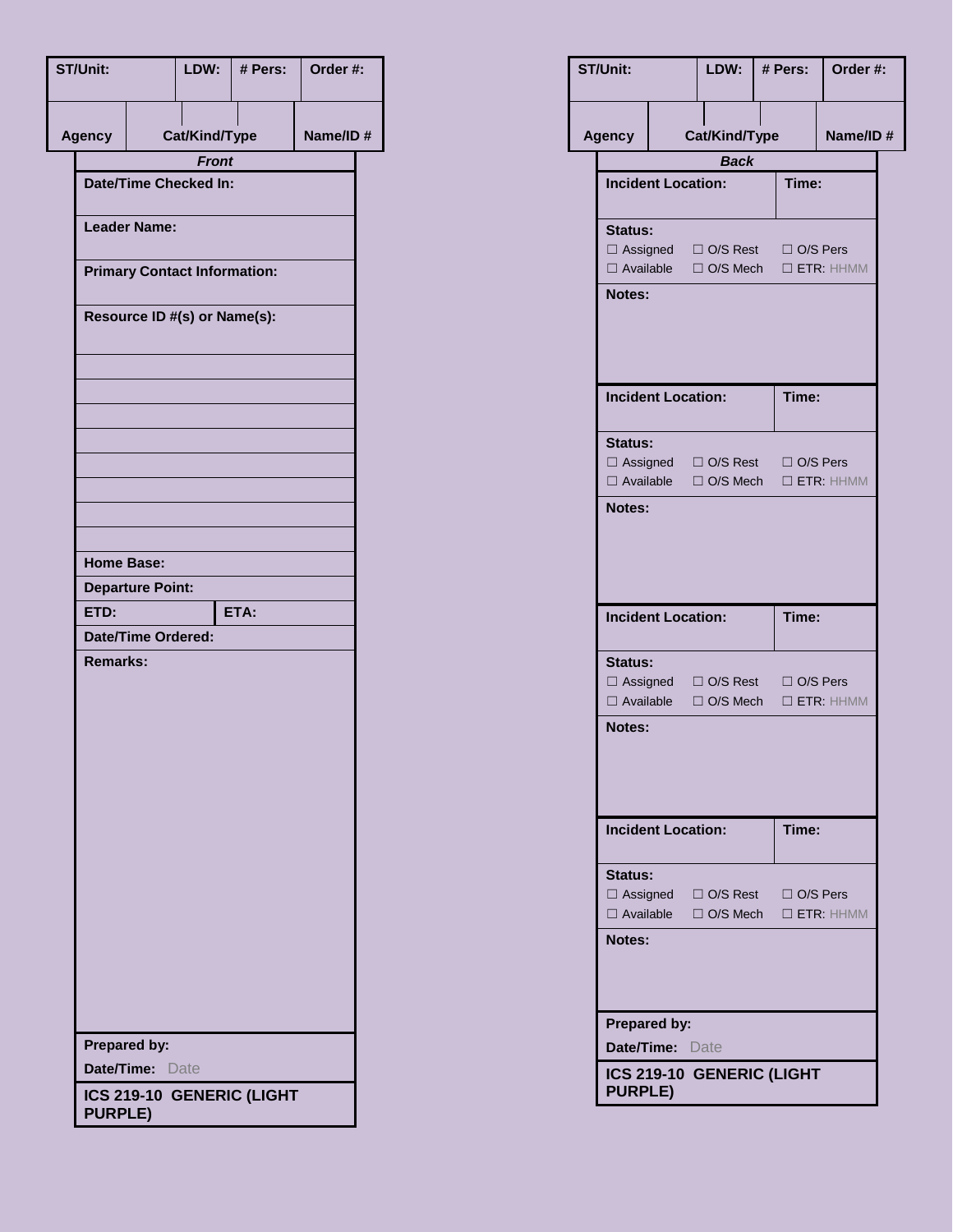**Front**

| ST/Unit: | LDW: | # Pers: | Order #: |
|---|---|---|---|
| Agency | Cat/Kind/Type | | Name/ID # |

| *Front* | |
|---|---|
| Date/Time Checked In: | |
| Leader Name: | |
| Primary Contact Information: | |
| Resource ID #(s) or Name(s): | |
| | |
| | |
| | |
| | |
| | |
| | |
| | |
| | |
| Home Base: | |
| Departure Point: | |
| ETD: | ETA: |
| Date/Time Ordered: | |
| Remarks: | |
| Prepared by: | |
| Date/Time: Date | |

**ICS 219-10 GENERIC (LIGHT PURPLE)**

**Back**

| ST/Unit: | LDW: | # Pers: | Order #: |
|---|---|---|---|
| Agency | Cat/Kind/Type | | Name/ID # |

| *Back* | |
|---|---|
| Incident Location: | Time: |
| Status: ☐ Assigned ☐ O/S Rest ☐ O/S Pers ☐ Available ☐ O/S Mech ☐ ETR: HHMM | |
| Notes: | |
| Incident Location: | Time: |
| Status: ☐ Assigned ☐ O/S Rest ☐ O/S Pers ☐ Available ☐ O/S Mech ☐ ETR: HHMM | |
| Notes: | |
| Incident Location: | Time: |
| Status: ☐ Assigned ☐ O/S Rest ☐ O/S Pers ☐ Available ☐ O/S Mech ☐ ETR: HHMM | |
| Notes: | |
| Incident Location: | Time: |
| Status: ☐ Assigned ☐ O/S Rest ☐ O/S Pers ☐ Available ☐ O/S Mech ☐ ETR: HHMM | |
| Notes: | |
| Prepared by: | |
| Date/Time: Date | |

**ICS 219-10 GENERIC (LIGHT PURPLE)**